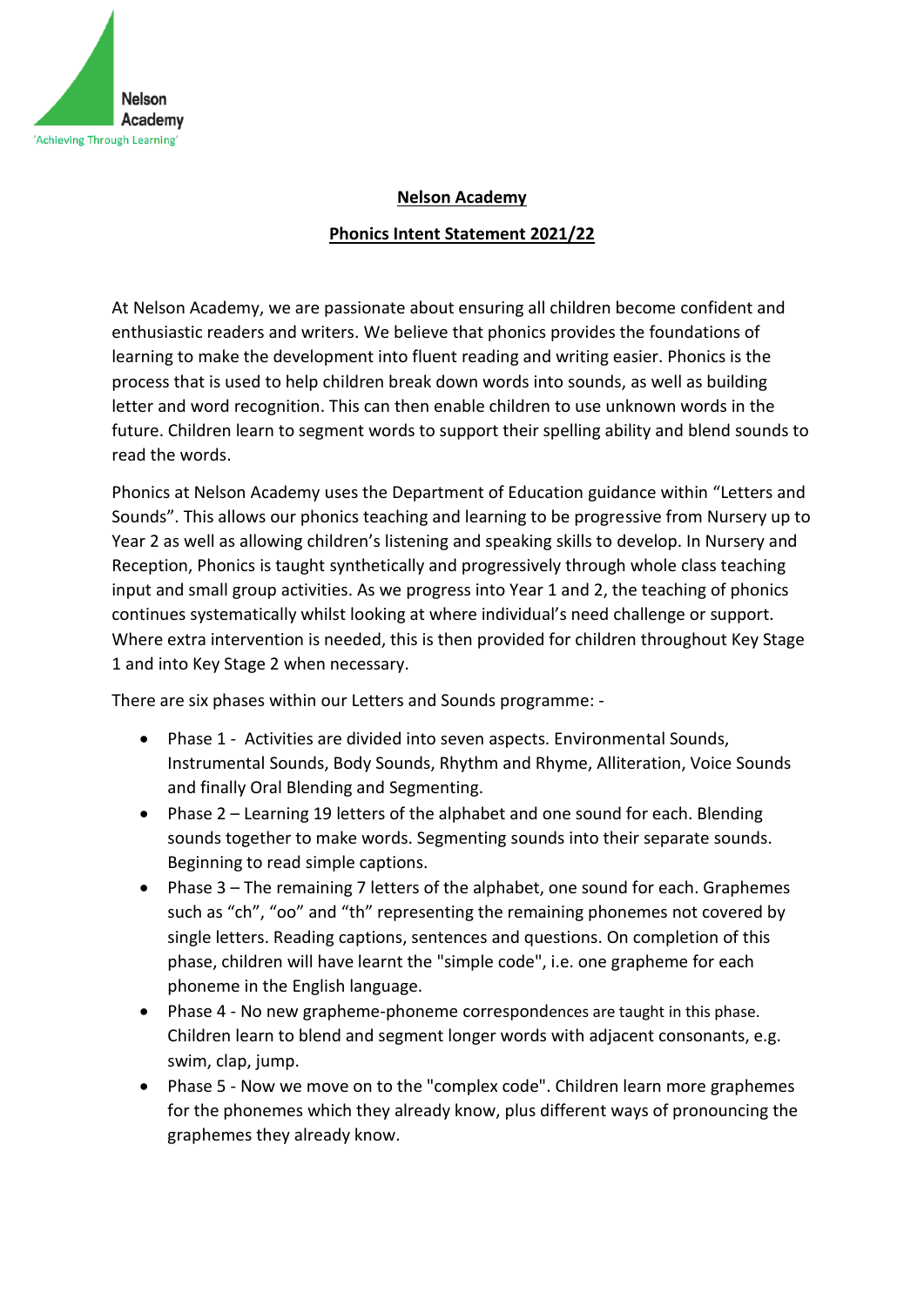Nelson Academy
'Achieving Through Learning'

## Nelson Academy

## Phonics Intent Statement 2021/22

At Nelson Academy, we are passionate about ensuring all children become confident and enthusiastic readers and writers. We believe that phonics provides the foundations of learning to make the development into fluent reading and writing easier. Phonics is the process that is used to help children break down words into sounds, as well as building letter and word recognition. This can then enable children to use unknown words in the future. Children learn to segment words to support their spelling ability and blend sounds to read the words.

Phonics at Nelson Academy uses the Department of Education guidance within "Letters and Sounds". This allows our phonics teaching and learning to be progressive from Nursery up to Year 2 as well as allowing children's listening and speaking skills to develop. In Nursery and Reception, Phonics is taught synthetically and progressively through whole class teaching input and small group activities. As we progress into Year 1 and 2, the teaching of phonics continues systematically whilst looking at where individual's need challenge or support. Where extra intervention is needed, this is then provided for children throughout Key Stage 1 and into Key Stage 2 when necessary.

There are six phases within our Letters and Sounds programme: -

- Phase 1 - Activities are divided into seven aspects. Environmental Sounds, Instrumental Sounds, Body Sounds, Rhythm and Rhyme, Alliteration, Voice Sounds and finally Oral Blending and Segmenting.
- Phase 2 – Learning 19 letters of the alphabet and one sound for each. Blending sounds together to make words. Segmenting sounds into their separate sounds. Beginning to read simple captions.
- Phase 3 – The remaining 7 letters of the alphabet, one sound for each. Graphemes such as "ch", "oo" and "th" representing the remaining phonemes not covered by single letters. Reading captions, sentences and questions. On completion of this phase, children will have learnt the "simple code", i.e. one grapheme for each phoneme in the English language.
- Phase 4 - No new grapheme-phoneme correspondences are taught in this phase. Children learn to blend and segment longer words with adjacent consonants, e.g. swim, clap, jump.
- Phase 5 - Now we move on to the "complex code". Children learn more graphemes for the phonemes which they already know, plus different ways of pronouncing the graphemes they already know.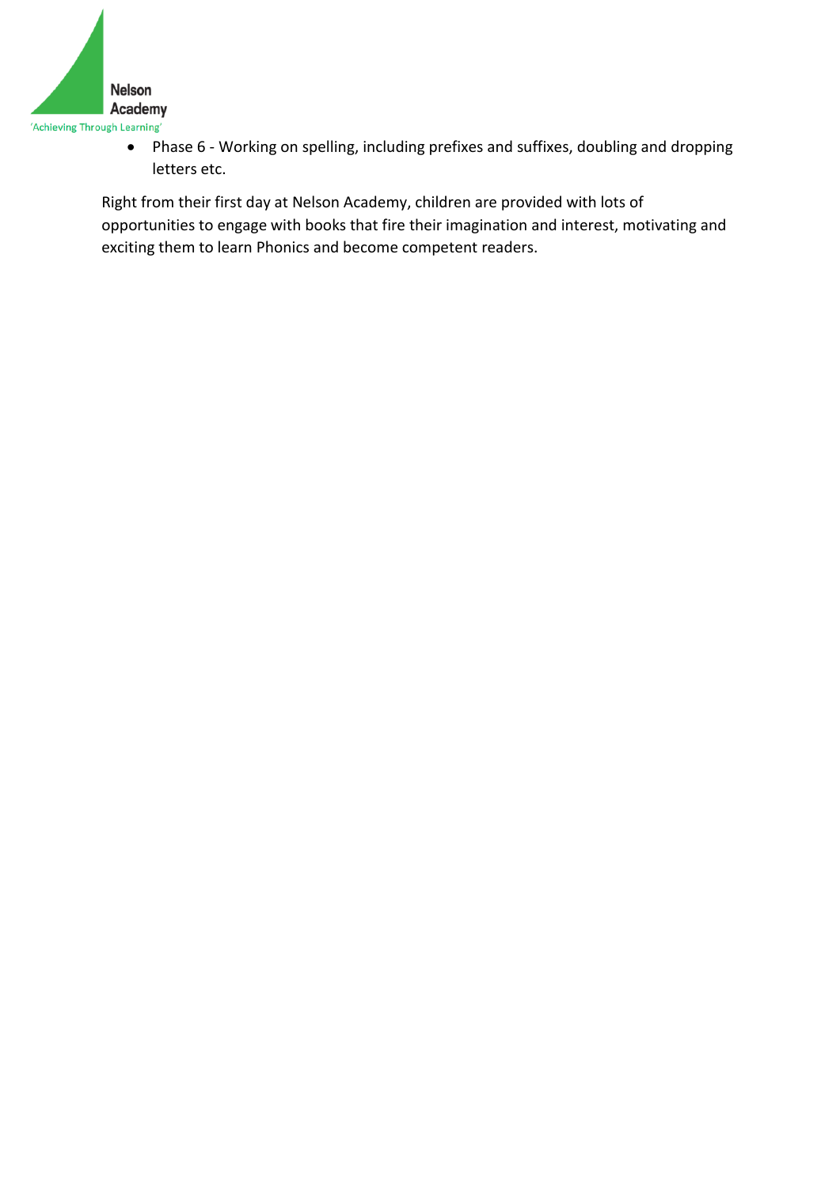- Phase 6 - Working on spelling, including prefixes and suffixes, doubling and dropping letters etc.

Right from their first day at Nelson Academy, children are provided with lots of opportunities to engage with books that fire their imagination and interest, motivating and exciting them to learn Phonics and become competent readers.